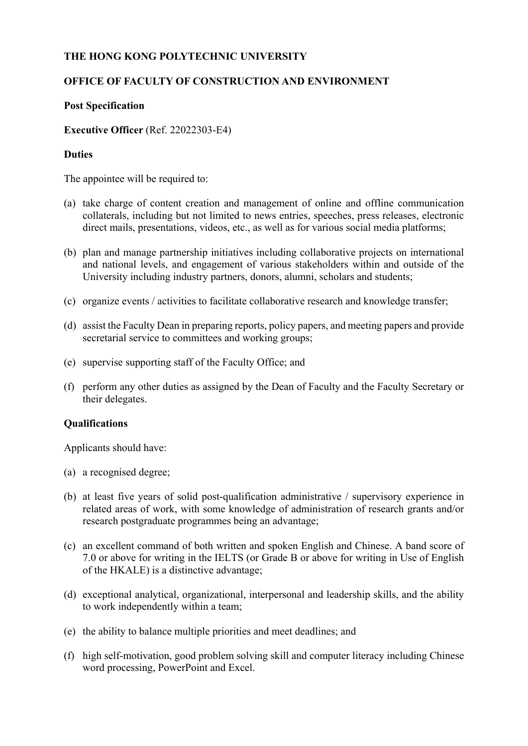**THE HONG KONG POLYTECHNIC UNIVERSITY**

**OFFICE OF FACULTY OF CONSTRUCTION AND ENVIRONMENT**

**Post Specification**

**Executive Officer** (Ref. 22022303-E4)

**Duties**

The appointee will be required to:

(a) take charge of content creation and management of online and offline communication collaterals, including but not limited to news entries, speeches, press releases, electronic direct mails, presentations, videos, etc., as well as for various social media platforms;

(b) plan and manage partnership initiatives including collaborative projects on international and national levels, and engagement of various stakeholders within and outside of the University including industry partners, donors, alumni, scholars and students;

(c) organize events / activities to facilitate collaborative research and knowledge transfer;

(d) assist the Faculty Dean in preparing reports, policy papers, and meeting papers and provide secretarial service to committees and working groups;

(e) supervise supporting staff of the Faculty Office; and

(f) perform any other duties as assigned by the Dean of Faculty and the Faculty Secretary or their delegates.

**Qualifications**

Applicants should have:

(a) a recognised degree;

(b) at least five years of solid post-qualification administrative / supervisory experience in related areas of work, with some knowledge of administration of research grants and/or research postgraduate programmes being an advantage;

(c) an excellent command of both written and spoken English and Chinese. A band score of 7.0 or above for writing in the IELTS (or Grade B or above for writing in Use of English of the HKALE) is a distinctive advantage;

(d) exceptional analytical, organizational, interpersonal and leadership skills, and the ability to work independently within a team;

(e) the ability to balance multiple priorities and meet deadlines; and

(f) high self-motivation, good problem solving skill and computer literacy including Chinese word processing, PowerPoint and Excel.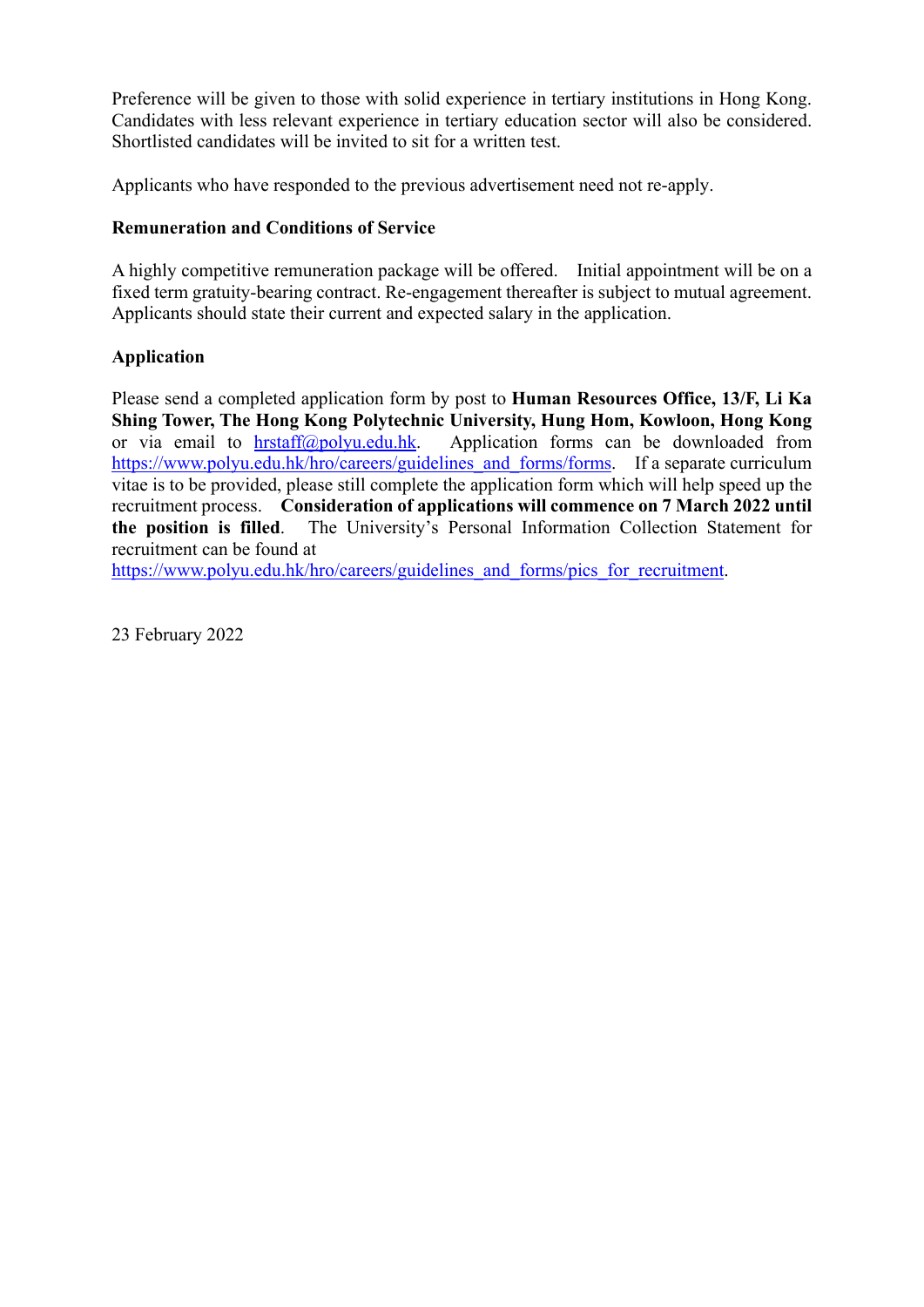Preference will be given to those with solid experience in tertiary institutions in Hong Kong. Candidates with less relevant experience in tertiary education sector will also be considered. Shortlisted candidates will be invited to sit for a written test.

Applicants who have responded to the previous advertisement need not re-apply.

**Remuneration and Conditions of Service**

A highly competitive remuneration package will be offered. Initial appointment will be on a fixed term gratuity-bearing contract. Re-engagement thereafter is subject to mutual agreement. Applicants should state their current and expected salary in the application.

**Application**

Please send a completed application form by post to **Human Resources Office, 13/F, Li Ka Shing Tower, The Hong Kong Polytechnic University, Hung Hom, Kowloon, Hong Kong** or via email to [hrstaff@polyu.edu.hk](mailto:hrstaff@polyu.edu.hk). Application forms can be downloaded from [https://www.polyu.edu.hk/hro/careers/guidelines_and_forms/forms](https://www.polyu.edu.hk/hro/careers/guidelines_and_forms/forms). If a separate curriculum vitae is to be provided, please still complete the application form which will help speed up the recruitment process. **Consideration of applications will commence on 7 March 2022 until the position is filled**. The University's Personal Information Collection Statement for recruitment can be found at [https://www.polyu.edu.hk/hro/careers/guidelines_and_forms/pics_for_recruitment](https://www.polyu.edu.hk/hro/careers/guidelines_and_forms/pics_for_recruitment).

23 February 2022